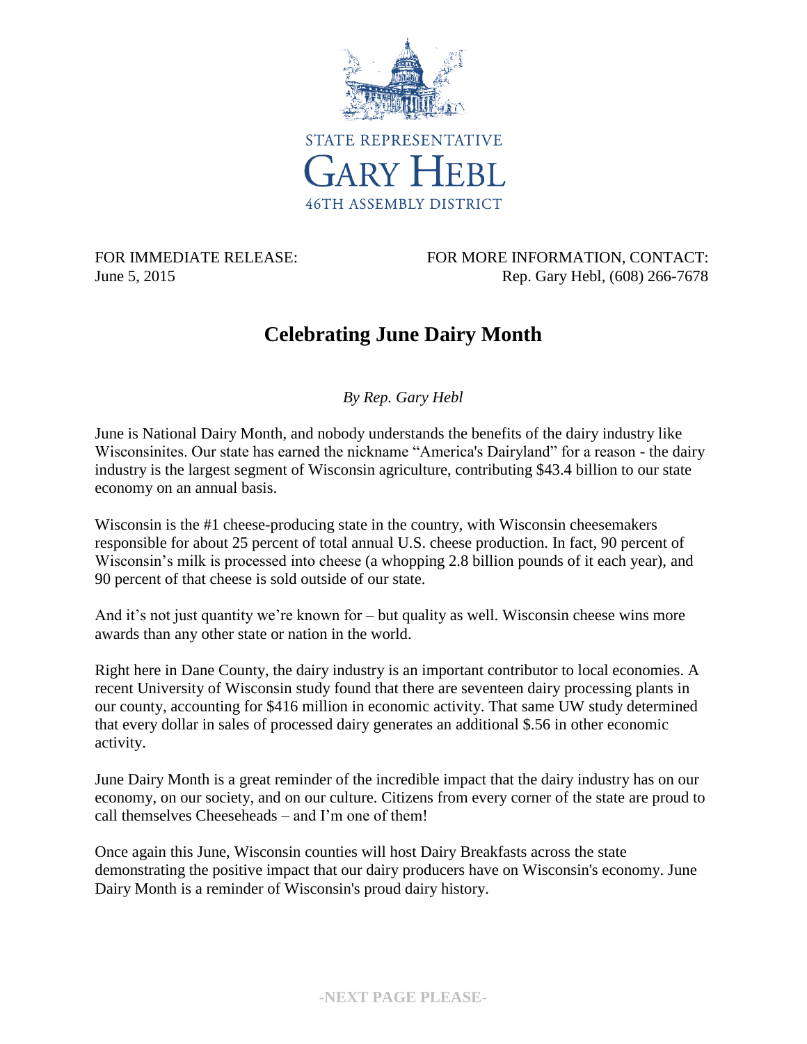STATE REPRESENTATIVE

GARY HEBL

46TH ASSEMBLY DISTRICT

FOR IMMEDIATE RELEASE:
June 5, 2015

FOR MORE INFORMATION, CONTACT:
Rep. Gary Hebl, (608) 266-7678

# Celebrating June Dairy Month

*By Rep. Gary Hebl*

June is National Dairy Month, and nobody understands the benefits of the dairy industry like Wisconsinites. Our state has earned the nickname "America's Dairyland" for a reason - the dairy industry is the largest segment of Wisconsin agriculture, contributing $43.4 billion to our state economy on an annual basis.

Wisconsin is the #1 cheese-producing state in the country, with Wisconsin cheesemakers responsible for about 25 percent of total annual U.S. cheese production. In fact, 90 percent of Wisconsin's milk is processed into cheese (a whopping 2.8 billion pounds of it each year), and 90 percent of that cheese is sold outside of our state.

And it's not just quantity we're known for – but quality as well. Wisconsin cheese wins more awards than any other state or nation in the world.

Right here in Dane County, the dairy industry is an important contributor to local economies. A recent University of Wisconsin study found that there are seventeen dairy processing plants in our county, accounting for $416 million in economic activity. That same UW study determined that every dollar in sales of processed dairy generates an additional $.56 in other economic activity.

June Dairy Month is a great reminder of the incredible impact that the dairy industry has on our economy, on our society, and on our culture. Citizens from every corner of the state are proud to call themselves Cheeseheads – and I'm one of them!

Once again this June, Wisconsin counties will host Dairy Breakfasts across the state demonstrating the positive impact that our dairy producers have on Wisconsin's economy. June Dairy Month is a reminder of Wisconsin's proud dairy history.

-NEXT PAGE PLEASE-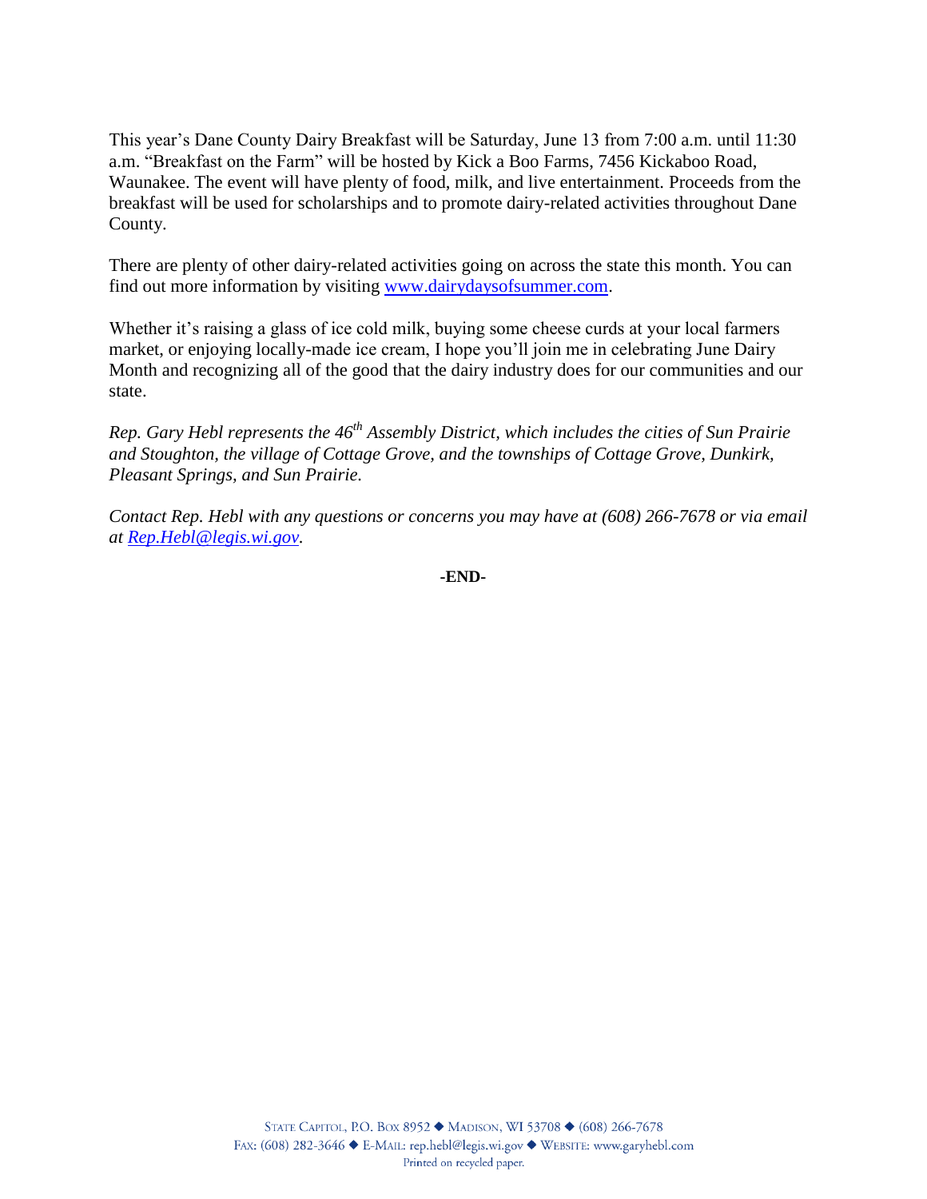This year's Dane County Dairy Breakfast will be Saturday, June 13 from 7:00 a.m. until 11:30 a.m. "Breakfast on the Farm" will be hosted by Kick a Boo Farms, 7456 Kickaboo Road, Waunakee. The event will have plenty of food, milk, and live entertainment. Proceeds from the breakfast will be used for scholarships and to promote dairy-related activities throughout Dane County.

There are plenty of other dairy-related activities going on across the state this month. You can find out more information by visiting [www.dairydaysofsummer.com](http://www.dairydaysofsummer.com).

Whether it's raising a glass of ice cold milk, buying some cheese curds at your local farmers market, or enjoying locally-made ice cream, I hope you'll join me in celebrating June Dairy Month and recognizing all of the good that the dairy industry does for our communities and our state.

*Rep. Gary Hebl represents the 46th Assembly District, which includes the cities of Sun Prairie and Stoughton, the village of Cottage Grove, and the townships of Cottage Grove, Dunkirk, Pleasant Springs, and Sun Prairie.*

*Contact Rep. Hebl with any questions or concerns you may have at (608) 266-7678 or via email at [Rep.Hebl@legis.wi.gov](mailto:Rep.Hebl@legis.wi.gov).*

**-END-**

STATE CAPITOL, P.O. BOX 8952 ◆ MADISON, WI 53708 ◆ (608) 266-7678
FAX: (608) 282-3646 ◆ E-MAIL: rep.hebl@legis.wi.gov ◆ WEBSITE: www.garyhebl.com
Printed on recycled paper.